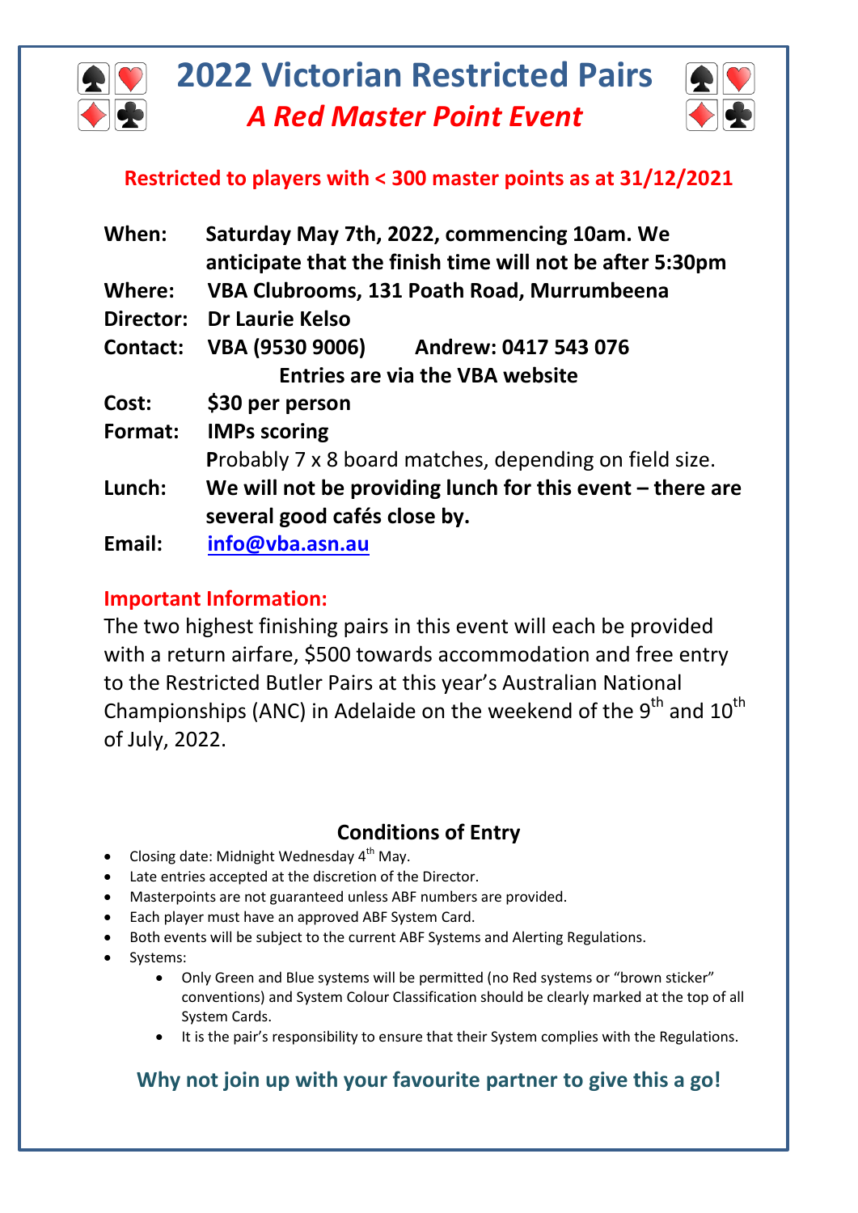# 2022 Victorian Restricted Pairs

## *A Red Master Point Event*

**Restricted to players with < 300 master points as at 31/12/2021**

**When:** **Saturday May 7th, 2022, commencing 10am. We anticipate that the finish time will not be after 5:30pm**

**Where:** **VBA Clubrooms, 131 Poath Road, Murrumbeena**

**Director:** **Dr Laurie Kelso**

**Contact:** **VBA (9530 9006) Andrew: 0417 543 076**

**Entries are via the VBA website**

**Cost:** **$30 per person**

**Format:** **IMPs scoring**

**P**robably 7 x 8 board matches, depending on field size.

**Lunch:** **We will not be providing lunch for this event – there are several good cafés close by.**

**Email:** **info@vba.asn.au**

### Important Information:

The two highest finishing pairs in this event will each be provided with a return airfare, $500 towards accommodation and free entry to the Restricted Butler Pairs at this year's Australian National Championships (ANC) in Adelaide on the weekend of the 9th and 10th of July, 2022.

### Conditions of Entry

- Closing date: Midnight Wednesday 4th May.
- Late entries accepted at the discretion of the Director.
- Masterpoints are not guaranteed unless ABF numbers are provided.
- Each player must have an approved ABF System Card.
- Both events will be subject to the current ABF Systems and Alerting Regulations.
- Systems:
  - Only Green and Blue systems will be permitted (no Red systems or "brown sticker" conventions) and System Colour Classification should be clearly marked at the top of all System Cards.
  - It is the pair's responsibility to ensure that their System complies with the Regulations.

**Why not join up with your favourite partner to give this a go!**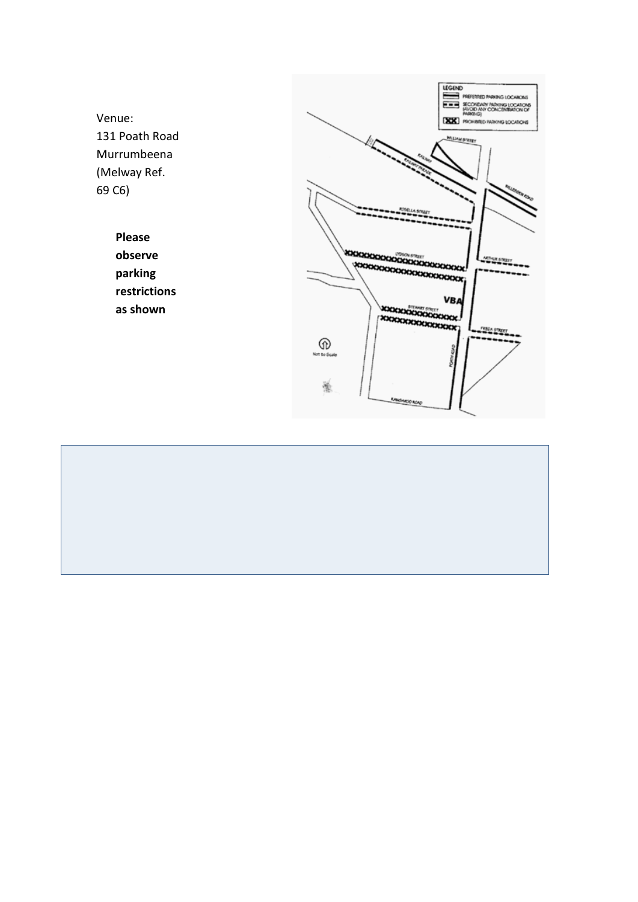Venue:
131 Poath Road
Murrumbeena
(Melway Ref.
69 C6)

**Please observe parking restrictions as shown**

LEGEND
PREFERRED PARKING LOCATIONS
SECONDARY PARKING LOCATIONS (AVOID ANY CONCENTRATION OF PARKING)
PROHIBITED PARKING LOCATIONS

WILLIAM STREET
RAILWAY
RAILWAY PARADE
WILLESDEN ROAD
ROSELLA STREET
LYDSON STREET
ARTHUR STREET
VBA
STEWART STREET
FREDA STREET
POATH ROAD
KANGAROO ROAD
Not To Scale